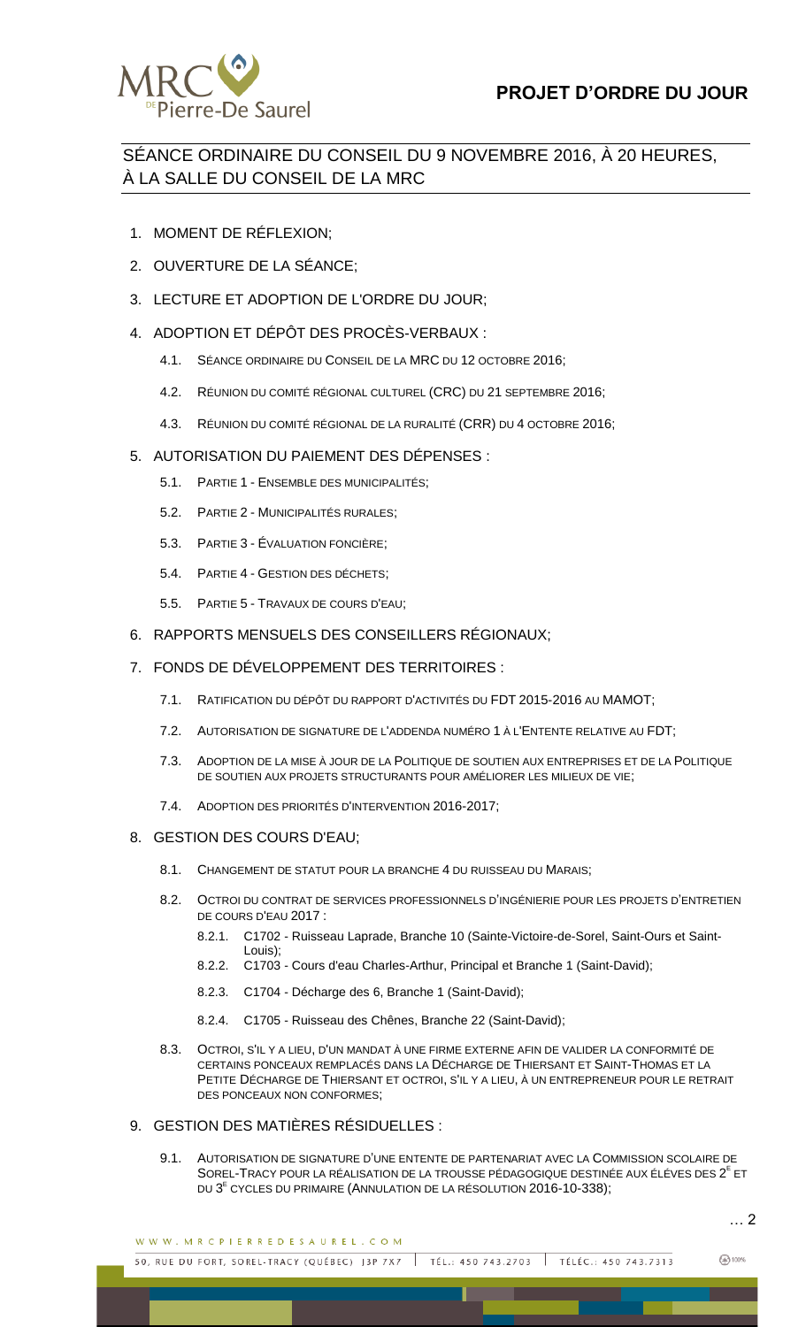# PROJET D'ORDRE DU JOUR

## SÉANCE ORDINAIRE DU CONSEIL DU 9 NOVEMBRE 2016, À 20 HEURES, À LA SALLE DU CONSEIL DE LA MRC

1. MOMENT DE RÉFLEXION;
2. OUVERTURE DE LA SÉANCE;
3. LECTURE ET ADOPTION DE L'ORDRE DU JOUR;
4. ADOPTION ET DÉPÔT DES PROCÈS-VERBAUX :
   - 4.1. SÉANCE ORDINAIRE DU CONSEIL DE LA MRC DU 12 OCTOBRE 2016;
   - 4.2. RÉUNION DU COMITÉ RÉGIONAL CULTUREL (CRC) DU 21 SEPTEMBRE 2016;
   - 4.3. RÉUNION DU COMITÉ RÉGIONAL DE LA RURALITÉ (CRR) DU 4 OCTOBRE 2016;
5. AUTORISATION DU PAIEMENT DES DÉPENSES :
   - 5.1. PARTIE 1 - ENSEMBLE DES MUNICIPALITÉS;
   - 5.2. PARTIE 2 - MUNICIPALITÉS RURALES;
   - 5.3. PARTIE 3 - ÉVALUATION FONCIÈRE;
   - 5.4. PARTIE 4 - GESTION DES DÉCHETS;
   - 5.5. PARTIE 5 - TRAVAUX DE COURS D'EAU;
6. RAPPORTS MENSUELS DES CONSEILLERS RÉGIONAUX;
7. FONDS DE DÉVELOPPEMENT DES TERRITOIRES :
   - 7.1. RATIFICATION DU DÉPÔT DU RAPPORT D'ACTIVITÉS DU FDT 2015-2016 AU MAMOT;
   - 7.2. AUTORISATION DE SIGNATURE DE L'ADDENDA NUMÉRO 1 À L'ENTENTE RELATIVE AU FDT;
   - 7.3. ADOPTION DE LA MISE À JOUR DE LA POLITIQUE DE SOUTIEN AUX ENTREPRISES ET DE LA POLITIQUE DE SOUTIEN AUX PROJETS STRUCTURANTS POUR AMÉLIORER LES MILIEUX DE VIE;
   - 7.4. ADOPTION DES PRIORITÉS D'INTERVENTION 2016-2017;
8. GESTION DES COURS D'EAU;
   - 8.1. CHANGEMENT DE STATUT POUR LA BRANCHE 4 DU RUISSEAU DU MARAIS;
   - 8.2. OCTROI DU CONTRAT DE SERVICES PROFESSIONNELS D'INGÉNIERIE POUR LES PROJETS D'ENTRETIEN DE COURS D'EAU 2017 :
     - 8.2.1. C1702 - Ruisseau Laprade, Branche 10 (Sainte-Victoire-de-Sorel, Saint-Ours et Saint-Louis);
     - 8.2.2. C1703 - Cours d'eau Charles-Arthur, Principal et Branche 1 (Saint-David);
     - 8.2.3. C1704 - Décharge des 6, Branche 1 (Saint-David);
     - 8.2.4. C1705 - Ruisseau des Chênes, Branche 22 (Saint-David);
   - 8.3. OCTROI, S'IL Y A LIEU, D'UN MANDAT À UNE FIRME EXTERNE AFIN DE VALIDER LA CONFORMITÉ DE CERTAINS PONCEAUX REMPLACÉS DANS LA DÉCHARGE DE THIERSANT ET SAINT-THOMAS ET LA PETITE DÉCHARGE DE THIERSANT ET OCTROI, S'IL Y A LIEU, À UN ENTREPRENEUR POUR LE RETRAIT DES PONCEAUX NON CONFORMES;
9. GESTION DES MATIÈRES RÉSIDUELLES :
   - 9.1. AUTORISATION DE SIGNATURE D'UNE ENTENTE DE PARTENARIAT AVEC LA COMMISSION SCOLAIRE DE SOREL-TRACY POUR LA RÉALISATION DE LA TROUSSE PÉDAGOGIQUE DESTINÉE AUX ÉLÈVES DES 2[E] ET DU 3[E] CYCLES DU PRIMAIRE (ANNULATION DE LA RÉSOLUTION 2016-10-338);

… 2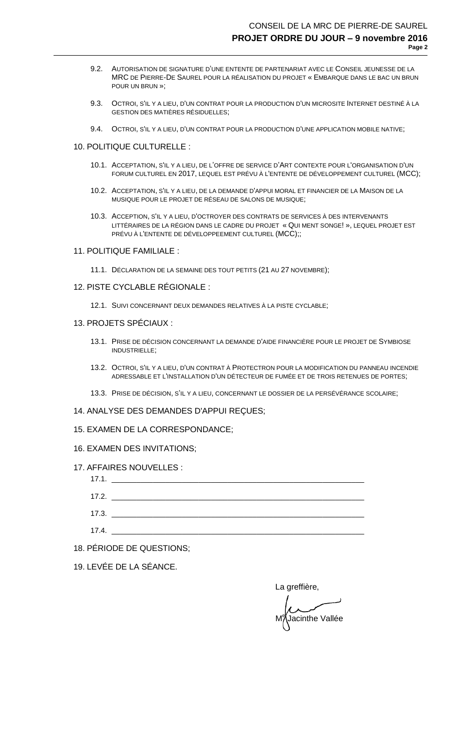9.2. Autorisation de signature d'une entente de partenariat avec le Conseil jeunesse de la MRC de Pierre-De Saurel pour la réalisation du projet « Embarque dans le bac un brun pour un brun »;

9.3. Octroi, s'il y a lieu, d'un contrat pour la production d'un microsite Internet destiné à la gestion des matières résiduelles;

9.4. Octroi, s'il y a lieu, d'un contrat pour la production d'une application mobile native;

10. POLITIQUE CULTURELLE :

10.1. Acceptation, s'il y a lieu, de l'offre de service d'Art contexte pour l'organisation d'un forum culturel en 2017, lequel est prévu à l'entente de développement culturel (MCC);

10.2. Acceptation, s'il y a lieu, de la demande d'appui moral et financier de la Maison de la musique pour le projet de réseau de salons de musique;

10.3. Acception, s'il y a lieu, d'octroyer des contrats de services à des intervenants littéraires de la région dans le cadre du projet « Qui ment songe! », lequel projet est prévu à l'entente de développeement culturel (MCC);;

11. POLITIQUE FAMILIALE :

11.1. Déclaration de la semaine des tout petits (21 au 27 novembre);

12. PISTE CYCLABLE RÉGIONALE :

12.1. Suivi concernant deux demandes relatives à la piste cyclable;

13. PROJETS SPÉCIAUX :

13.1. Prise de décision concernant la demande d'aide financière pour le projet de Symbiose industrielle;

13.2. Octroi, s'il y a lieu, d'un contrat à Protectron pour la modification du panneau incendie adressable et l'installation d'un détecteur de fumée et de trois retenues de portes;

13.3. Prise de décision, s'il y a lieu, concernant le dossier de la persévérance scolaire;

14. ANALYSE DES DEMANDES D'APPUI REÇUES;

15. EXAMEN DE LA CORRESPONDANCE;

16. EXAMEN DES INVITATIONS;

17. AFFAIRES NOUVELLES :

17.1. ______________________________

17.2. ______________________________

17.3. ______________________________

17.4. ______________________________

18. PÉRIODE DE QUESTIONS;

19. LEVÉE DE LA SÉANCE.

La greffière,

Me Jacinthe Vallée